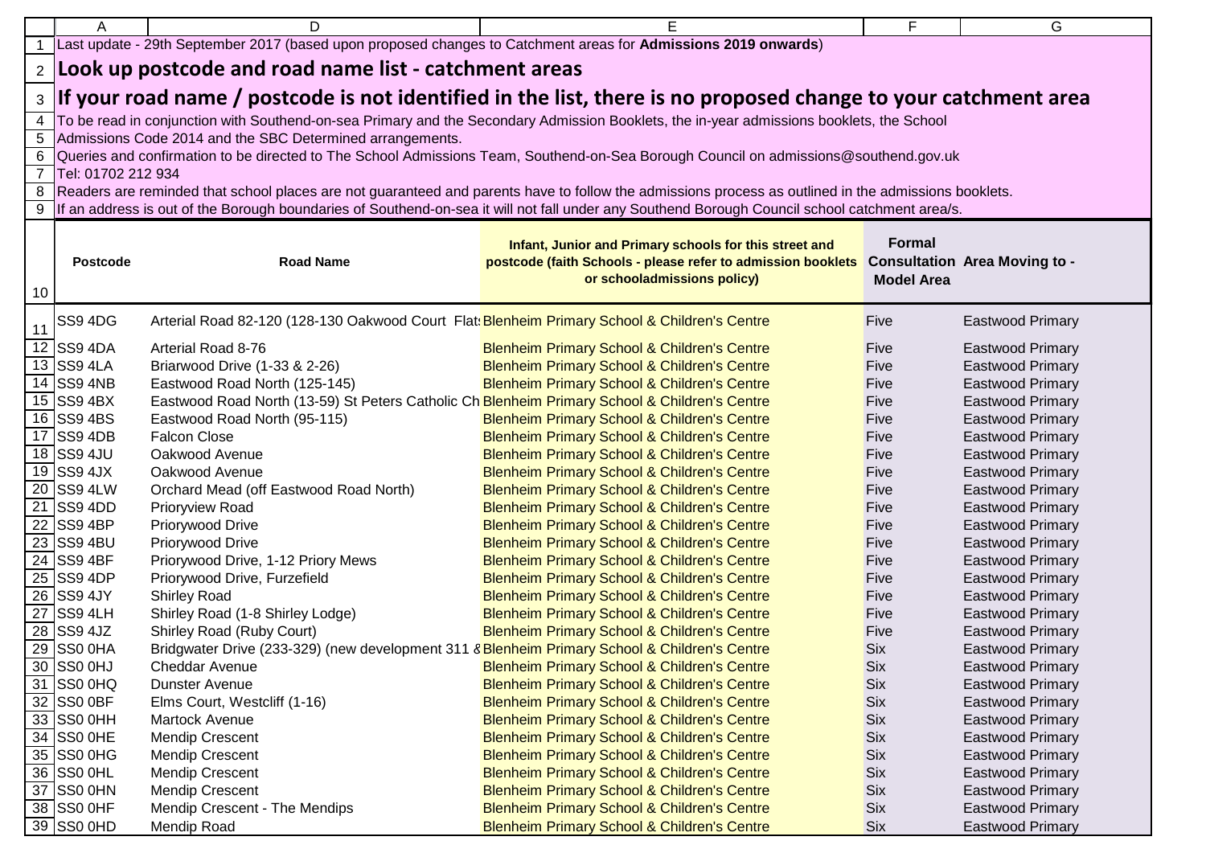Last update - 29th September 2017 (based upon proposed changes to Catchment areas for **Admissions 2019 onwards**)

## Look up postcode and road name list - catchment areas

## If your road name / postcode is not identified in the list, there is no proposed change to your catchment area

To be read in conjunction with Southend-on-sea Primary and the Secondary Admission Booklets, the in-year admissions booklets, the School Admissions Code 2014 and the SBC Determined arrangements.

Queries and confirmation to be directed to The School Admissions Team, Southend-on-Sea Borough Council on admissions@southend.gov.uk

Tel: 01702 212 934

Readers are reminded that school places are not guaranteed and parents have to follow the admissions process as outlined in the admissions booklets.

If an address is out of the Borough boundaries of Southend-on-sea it will not fall under any Southend Borough Council school catchment area/s.

| Postcode | Road Name | Infant, Junior and Primary schools for this street and postcode (faith Schools - please refer to admission booklets or schooladmissions policy) | Formal Consultation Model Area | Area Moving to - |
|---|---|---|---|---|
| SS9 4DG | Arterial Road 82-120 (128-130 Oakwood Court Flat | Blenheim Primary School & Children's Centre | Five | Eastwood Primary |
| SS9 4DA | Arterial Road 8-76 | Blenheim Primary School & Children's Centre | Five | Eastwood Primary |
| SS9 4LA | Briarwood Drive (1-33 & 2-26) | Blenheim Primary School & Children's Centre | Five | Eastwood Primary |
| SS9 4NB | Eastwood Road North (125-145) | Blenheim Primary School & Children's Centre | Five | Eastwood Primary |
| SS9 4BX | Eastwood Road North (13-59) St Peters Catholic Ch | Blenheim Primary School & Children's Centre | Five | Eastwood Primary |
| SS9 4BS | Eastwood Road North (95-115) | Blenheim Primary School & Children's Centre | Five | Eastwood Primary |
| SS9 4DB | Falcon Close | Blenheim Primary School & Children's Centre | Five | Eastwood Primary |
| SS9 4JU | Oakwood Avenue | Blenheim Primary School & Children's Centre | Five | Eastwood Primary |
| SS9 4JX | Oakwood Avenue | Blenheim Primary School & Children's Centre | Five | Eastwood Primary |
| SS9 4LW | Orchard Mead (off Eastwood Road North) | Blenheim Primary School & Children's Centre | Five | Eastwood Primary |
| SS9 4DD | Prioryview Road | Blenheim Primary School & Children's Centre | Five | Eastwood Primary |
| SS9 4BP | Priorywood Drive | Blenheim Primary School & Children's Centre | Five | Eastwood Primary |
| SS9 4BU | Priorywood Drive | Blenheim Primary School & Children's Centre | Five | Eastwood Primary |
| SS9 4BF | Priorywood Drive, 1-12 Priory Mews | Blenheim Primary School & Children's Centre | Five | Eastwood Primary |
| SS9 4DP | Priorywood Drive, Furzefield | Blenheim Primary School & Children's Centre | Five | Eastwood Primary |
| SS9 4JY | Shirley Road | Blenheim Primary School & Children's Centre | Five | Eastwood Primary |
| SS9 4LH | Shirley Road (1-8 Shirley Lodge) | Blenheim Primary School & Children's Centre | Five | Eastwood Primary |
| SS9 4JZ | Shirley Road (Ruby Court) | Blenheim Primary School & Children's Centre | Five | Eastwood Primary |
| SS0 0HA | Bridgwater Drive (233-329) (new development 311 & | Blenheim Primary School & Children's Centre | Six | Eastwood Primary |
| SS0 0HJ | Cheddar Avenue | Blenheim Primary School & Children's Centre | Six | Eastwood Primary |
| SS0 0HQ | Dunster Avenue | Blenheim Primary School & Children's Centre | Six | Eastwood Primary |
| SS0 0BF | Elms Court, Westcliff (1-16) | Blenheim Primary School & Children's Centre | Six | Eastwood Primary |
| SS0 0HH | Martock Avenue | Blenheim Primary School & Children's Centre | Six | Eastwood Primary |
| SS0 0HE | Mendip Crescent | Blenheim Primary School & Children's Centre | Six | Eastwood Primary |
| SS0 0HG | Mendip Crescent | Blenheim Primary School & Children's Centre | Six | Eastwood Primary |
| SS0 0HL | Mendip Crescent | Blenheim Primary School & Children's Centre | Six | Eastwood Primary |
| SS0 0HN | Mendip Crescent | Blenheim Primary School & Children's Centre | Six | Eastwood Primary |
| SS0 0HF | Mendip Crescent - The Mendips | Blenheim Primary School & Children's Centre | Six | Eastwood Primary |
| SS0 0HD | Mendip Road | Blenheim Primary School & Children's Centre | Six | Eastwood Primary |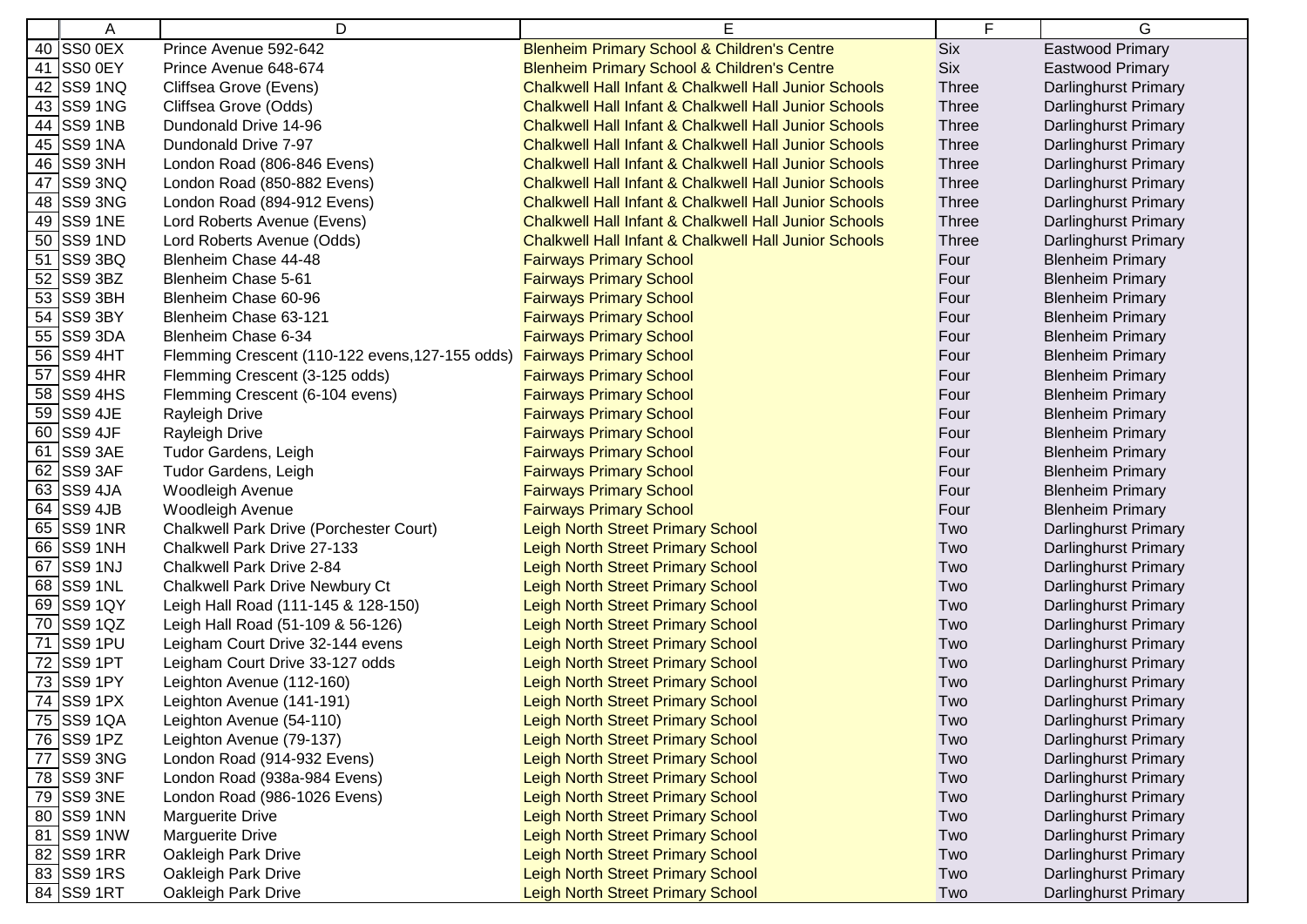| | A | D | E | F | G |
|---|---|---|---|---|---|
| 40 | SS0 0EX | Prince Avenue 592-642 | Blenheim Primary School & Children's Centre | Six | Eastwood Primary |
| 41 | SS0 0EY | Prince Avenue 648-674 | Blenheim Primary School & Children's Centre | Six | Eastwood Primary |
| 42 | SS9 1NQ | Cliffsea Grove (Evens) | Chalkwell Hall Infant & Chalkwell Hall Junior Schools | Three | Darlinghurst Primary |
| 43 | SS9 1NG | Cliffsea Grove (Odds) | Chalkwell Hall Infant & Chalkwell Hall Junior Schools | Three | Darlinghurst Primary |
| 44 | SS9 1NB | Dundonald Drive 14-96 | Chalkwell Hall Infant & Chalkwell Hall Junior Schools | Three | Darlinghurst Primary |
| 45 | SS9 1NA | Dundonald Drive 7-97 | Chalkwell Hall Infant & Chalkwell Hall Junior Schools | Three | Darlinghurst Primary |
| 46 | SS9 3NH | London Road (806-846 Evens) | Chalkwell Hall Infant & Chalkwell Hall Junior Schools | Three | Darlinghurst Primary |
| 47 | SS9 3NQ | London Road (850-882 Evens) | Chalkwell Hall Infant & Chalkwell Hall Junior Schools | Three | Darlinghurst Primary |
| 48 | SS9 3NG | London Road (894-912 Evens) | Chalkwell Hall Infant & Chalkwell Hall Junior Schools | Three | Darlinghurst Primary |
| 49 | SS9 1NE | Lord Roberts Avenue (Evens) | Chalkwell Hall Infant & Chalkwell Hall Junior Schools | Three | Darlinghurst Primary |
| 50 | SS9 1ND | Lord Roberts Avenue (Odds) | Chalkwell Hall Infant & Chalkwell Hall Junior Schools | Three | Darlinghurst Primary |
| 51 | SS9 3BQ | Blenheim Chase 44-48 | Fairways Primary School | Four | Blenheim Primary |
| 52 | SS9 3BZ | Blenheim Chase 5-61 | Fairways Primary School | Four | Blenheim Primary |
| 53 | SS9 3BH | Blenheim Chase 60-96 | Fairways Primary School | Four | Blenheim Primary |
| 54 | SS9 3BY | Blenheim Chase 63-121 | Fairways Primary School | Four | Blenheim Primary |
| 55 | SS9 3DA | Blenheim Chase 6-34 | Fairways Primary School | Four | Blenheim Primary |
| 56 | SS9 4HT | Flemming Crescent (110-122 evens,127-155 odds) | Fairways Primary School | Four | Blenheim Primary |
| 57 | SS9 4HR | Flemming Crescent (3-125 odds) | Fairways Primary School | Four | Blenheim Primary |
| 58 | SS9 4HS | Flemming Crescent (6-104 evens) | Fairways Primary School | Four | Blenheim Primary |
| 59 | SS9 4JE | Rayleigh Drive | Fairways Primary School | Four | Blenheim Primary |
| 60 | SS9 4JF | Rayleigh Drive | Fairways Primary School | Four | Blenheim Primary |
| 61 | SS9 3AE | Tudor Gardens, Leigh | Fairways Primary School | Four | Blenheim Primary |
| 62 | SS9 3AF | Tudor Gardens, Leigh | Fairways Primary School | Four | Blenheim Primary |
| 63 | SS9 4JA | Woodleigh Avenue | Fairways Primary School | Four | Blenheim Primary |
| 64 | SS9 4JB | Woodleigh Avenue | Fairways Primary School | Four | Blenheim Primary |
| 65 | SS9 1NR | Chalkwell Park Drive (Porchester Court) | Leigh North Street Primary School | Two | Darlinghurst Primary |
| 66 | SS9 1NH | Chalkwell Park Drive 27-133 | Leigh North Street Primary School | Two | Darlinghurst Primary |
| 67 | SS9 1NJ | Chalkwell Park Drive 2-84 | Leigh North Street Primary School | Two | Darlinghurst Primary |
| 68 | SS9 1NL | Chalkwell Park Drive Newbury Ct | Leigh North Street Primary School | Two | Darlinghurst Primary |
| 69 | SS9 1QY | Leigh Hall Road (111-145 & 128-150) | Leigh North Street Primary School | Two | Darlinghurst Primary |
| 70 | SS9 1QZ | Leigh Hall Road (51-109 & 56-126) | Leigh North Street Primary School | Two | Darlinghurst Primary |
| 71 | SS9 1PU | Leigham Court Drive 32-144 evens | Leigh North Street Primary School | Two | Darlinghurst Primary |
| 72 | SS9 1PT | Leigham Court Drive 33-127 odds | Leigh North Street Primary School | Two | Darlinghurst Primary |
| 73 | SS9 1PY | Leighton Avenue (112-160) | Leigh North Street Primary School | Two | Darlinghurst Primary |
| 74 | SS9 1PX | Leighton Avenue (141-191) | Leigh North Street Primary School | Two | Darlinghurst Primary |
| 75 | SS9 1QA | Leighton Avenue (54-110) | Leigh North Street Primary School | Two | Darlinghurst Primary |
| 76 | SS9 1PZ | Leighton Avenue (79-137) | Leigh North Street Primary School | Two | Darlinghurst Primary |
| 77 | SS9 3NG | London Road (914-932 Evens) | Leigh North Street Primary School | Two | Darlinghurst Primary |
| 78 | SS9 3NF | London Road (938a-984 Evens) | Leigh North Street Primary School | Two | Darlinghurst Primary |
| 79 | SS9 3NE | London Road (986-1026 Evens) | Leigh North Street Primary School | Two | Darlinghurst Primary |
| 80 | SS9 1NN | Marguerite Drive | Leigh North Street Primary School | Two | Darlinghurst Primary |
| 81 | SS9 1NW | Marguerite Drive | Leigh North Street Primary School | Two | Darlinghurst Primary |
| 82 | SS9 1RR | Oakleigh Park Drive | Leigh North Street Primary School | Two | Darlinghurst Primary |
| 83 | SS9 1RS | Oakleigh Park Drive | Leigh North Street Primary School | Two | Darlinghurst Primary |
| 84 | SS9 1RT | Oakleigh Park Drive | Leigh North Street Primary School | Two | Darlinghurst Primary |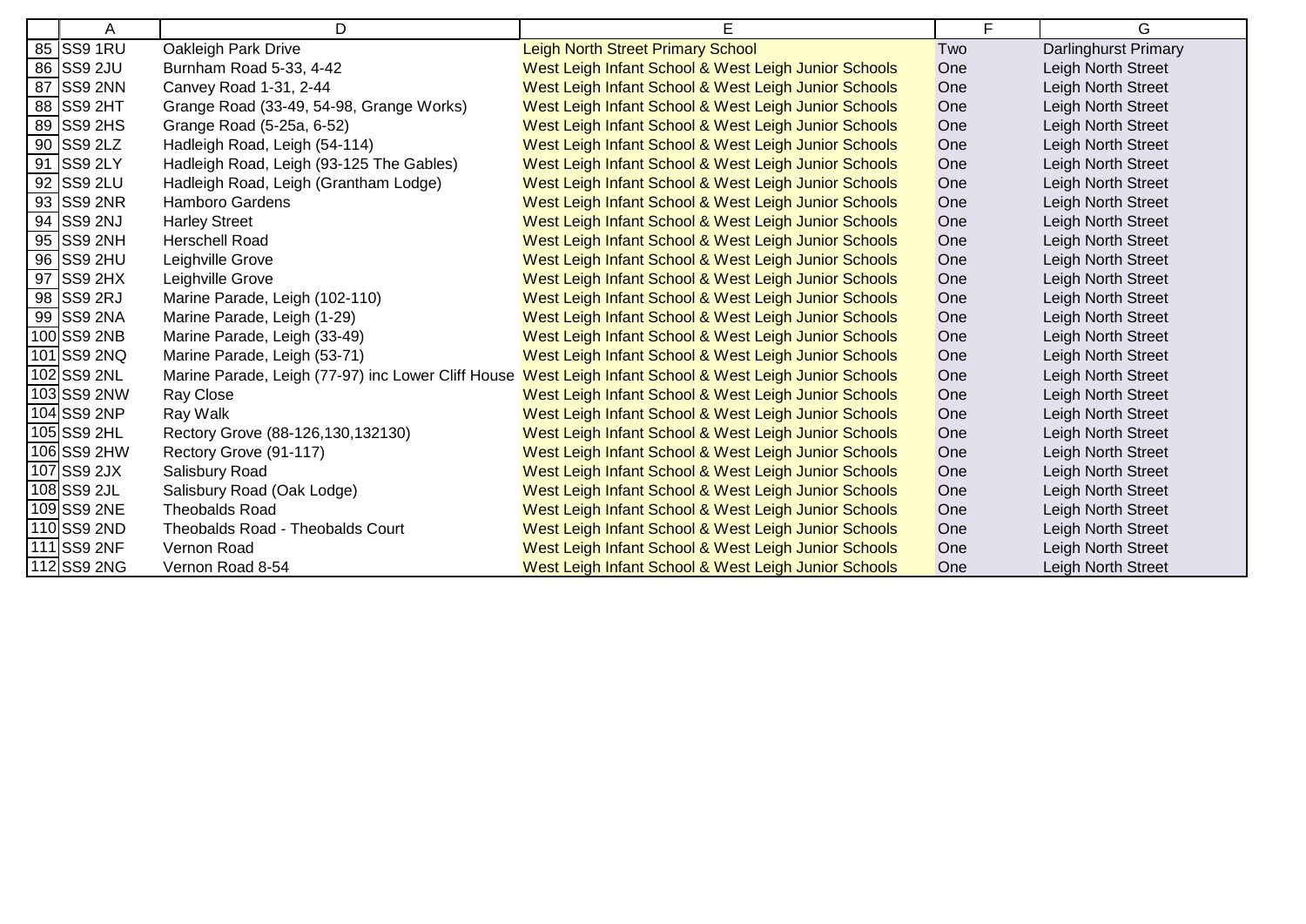| | A | D | E | F | G |
|---|---|---|---|---|---|
| 85 | SS9 1RU | Oakleigh Park Drive | Leigh North Street Primary School | Two | Darlinghurst Primary |
| 86 | SS9 2JU | Burnham Road 5-33, 4-42 | West Leigh Infant School & West Leigh Junior Schools | One | Leigh North Street |
| 87 | SS9 2NN | Canvey Road 1-31, 2-44 | West Leigh Infant School & West Leigh Junior Schools | One | Leigh North Street |
| 88 | SS9 2HT | Grange Road (33-49, 54-98, Grange Works) | West Leigh Infant School & West Leigh Junior Schools | One | Leigh North Street |
| 89 | SS9 2HS | Grange Road (5-25a, 6-52) | West Leigh Infant School & West Leigh Junior Schools | One | Leigh North Street |
| 90 | SS9 2LZ | Hadleigh Road, Leigh (54-114) | West Leigh Infant School & West Leigh Junior Schools | One | Leigh North Street |
| 91 | SS9 2LY | Hadleigh Road, Leigh (93-125 The Gables) | West Leigh Infant School & West Leigh Junior Schools | One | Leigh North Street |
| 92 | SS9 2LU | Hadleigh Road, Leigh (Grantham Lodge) | West Leigh Infant School & West Leigh Junior Schools | One | Leigh North Street |
| 93 | SS9 2NR | Hamboro Gardens | West Leigh Infant School & West Leigh Junior Schools | One | Leigh North Street |
| 94 | SS9 2NJ | Harley Street | West Leigh Infant School & West Leigh Junior Schools | One | Leigh North Street |
| 95 | SS9 2NH | Herschell Road | West Leigh Infant School & West Leigh Junior Schools | One | Leigh North Street |
| 96 | SS9 2HU | Leighville Grove | West Leigh Infant School & West Leigh Junior Schools | One | Leigh North Street |
| 97 | SS9 2HX | Leighville Grove | West Leigh Infant School & West Leigh Junior Schools | One | Leigh North Street |
| 98 | SS9 2RJ | Marine Parade, Leigh (102-110) | West Leigh Infant School & West Leigh Junior Schools | One | Leigh North Street |
| 99 | SS9 2NA | Marine Parade, Leigh (1-29) | West Leigh Infant School & West Leigh Junior Schools | One | Leigh North Street |
| 100 | SS9 2NB | Marine Parade, Leigh (33-49) | West Leigh Infant School & West Leigh Junior Schools | One | Leigh North Street |
| 101 | SS9 2NQ | Marine Parade, Leigh (53-71) | West Leigh Infant School & West Leigh Junior Schools | One | Leigh North Street |
| 102 | SS9 2NL | Marine Parade, Leigh (77-97) inc Lower Cliff House | West Leigh Infant School & West Leigh Junior Schools | One | Leigh North Street |
| 103 | SS9 2NW | Ray Close | West Leigh Infant School & West Leigh Junior Schools | One | Leigh North Street |
| 104 | SS9 2NP | Ray Walk | West Leigh Infant School & West Leigh Junior Schools | One | Leigh North Street |
| 105 | SS9 2HL | Rectory Grove (88-126,130,132130) | West Leigh Infant School & West Leigh Junior Schools | One | Leigh North Street |
| 106 | SS9 2HW | Rectory Grove (91-117) | West Leigh Infant School & West Leigh Junior Schools | One | Leigh North Street |
| 107 | SS9 2JX | Salisbury Road | West Leigh Infant School & West Leigh Junior Schools | One | Leigh North Street |
| 108 | SS9 2JL | Salisbury Road (Oak Lodge) | West Leigh Infant School & West Leigh Junior Schools | One | Leigh North Street |
| 109 | SS9 2NE | Theobalds Road | West Leigh Infant School & West Leigh Junior Schools | One | Leigh North Street |
| 110 | SS9 2ND | Theobalds Road - Theobalds Court | West Leigh Infant School & West Leigh Junior Schools | One | Leigh North Street |
| 111 | SS9 2NF | Vernon Road | West Leigh Infant School & West Leigh Junior Schools | One | Leigh North Street |
| 112 | SS9 2NG | Vernon Road 8-54 | West Leigh Infant School & West Leigh Junior Schools | One | Leigh North Street |